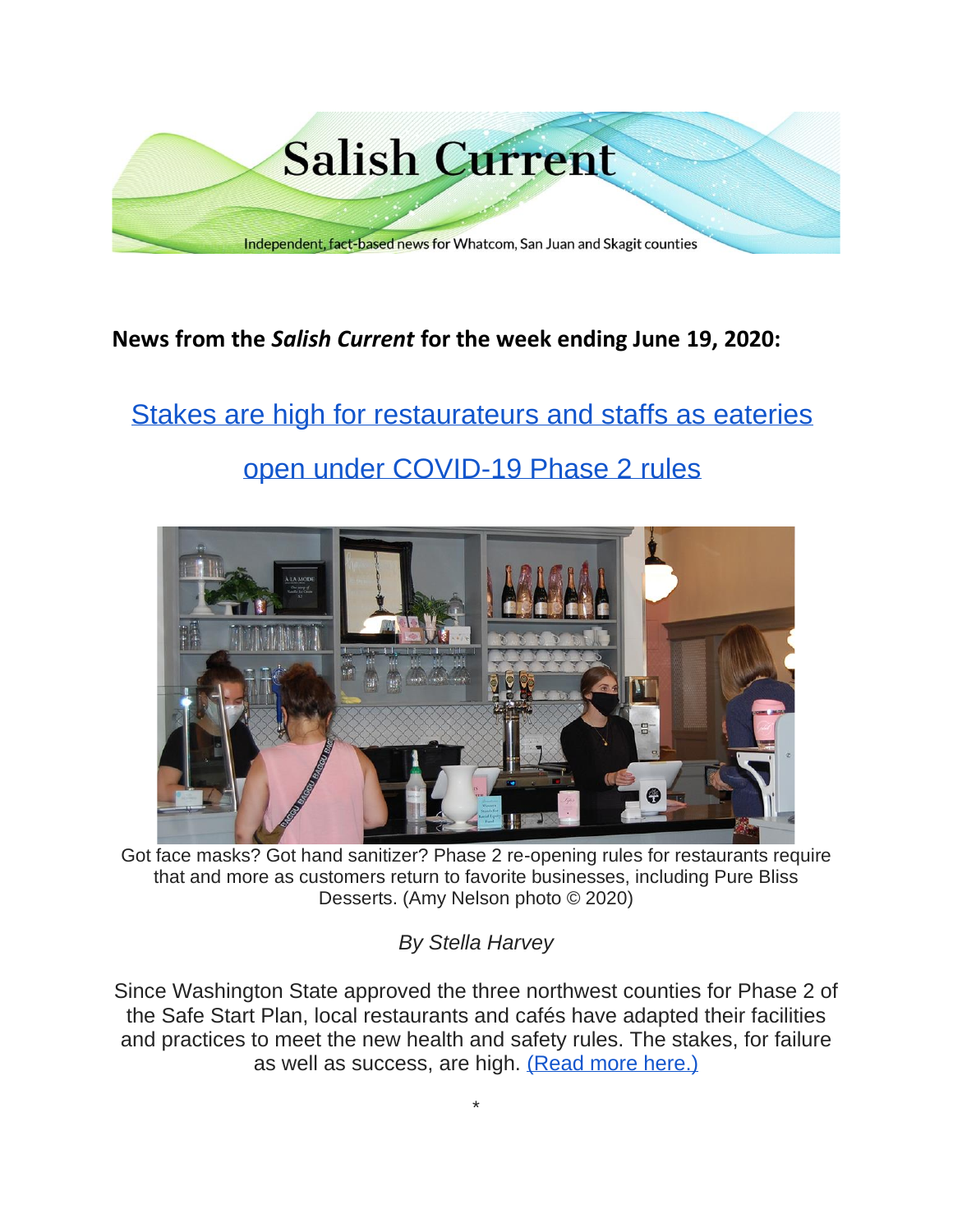Salish Current

Independent, fact-based news for Whatcom, San Juan and Skagit counties

**News from the *Salish Current* for the week ending June 19, 2020:**

## Stakes are high for restaurateurs and staffs as eateries open under COVID-19 Phase 2 rules

Got face masks? Got hand sanitizer? Phase 2 re-opening rules for restaurants require that and more as customers return to favorite businesses, including Pure Bliss Desserts. (Amy Nelson photo © 2020)

*By Stella Harvey*

Since Washington State approved the three northwest counties for Phase 2 of the Safe Start Plan, local restaurants and cafés have adapted their facilities and practices to meet the new health and safety rules. The stakes, for failure as well as success, are high. (Read more here.)

*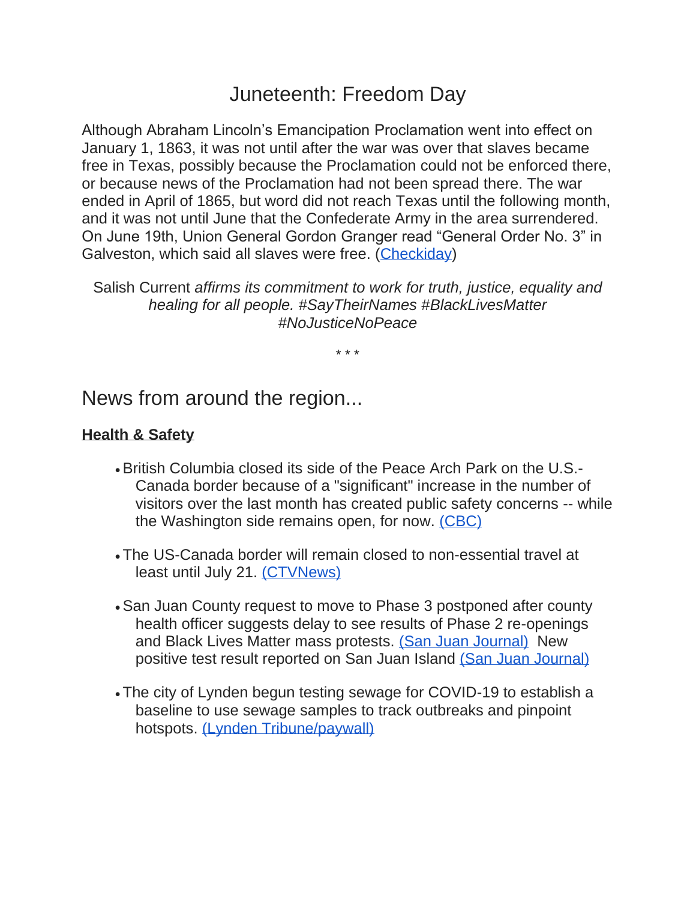# Juneteenth: Freedom Day

Although Abraham Lincoln's Emancipation Proclamation went into effect on January 1, 1863, it was not until after the war was over that slaves became free in Texas, possibly because the Proclamation could not be enforced there, or because news of the Proclamation had not been spread there. The war ended in April of 1865, but word did not reach Texas until the following month, and it was not until June that the Confederate Army in the area surrendered. On June 19th, Union General Gordon Granger read "General Order No. 3" in Galveston, which said all slaves were free. (Checkiday)

Salish Current *affirms its commitment to work for truth, justice, equality and healing for all people. #SayTheirNames #BlackLivesMatter #NoJusticeNoPeace*

\* \* \*

## News from around the region...

### Health & Safety

- British Columbia closed its side of the Peace Arch Park on the U.S.-Canada border because of a "significant" increase in the number of visitors over the last month has created public safety concerns -- while the Washington side remains open, for now. (CBC)
- The US-Canada border will remain closed to non-essential travel at least until July 21. (CTVNews)
- San Juan County request to move to Phase 3 postponed after county health officer suggests delay to see results of Phase 2 re-openings and Black Lives Matter mass protests. (San Juan Journal) New positive test result reported on San Juan Island (San Juan Journal)
- The city of Lynden begun testing sewage for COVID-19 to establish a baseline to use sewage samples to track outbreaks and pinpoint hotspots. (Lynden Tribune/paywall)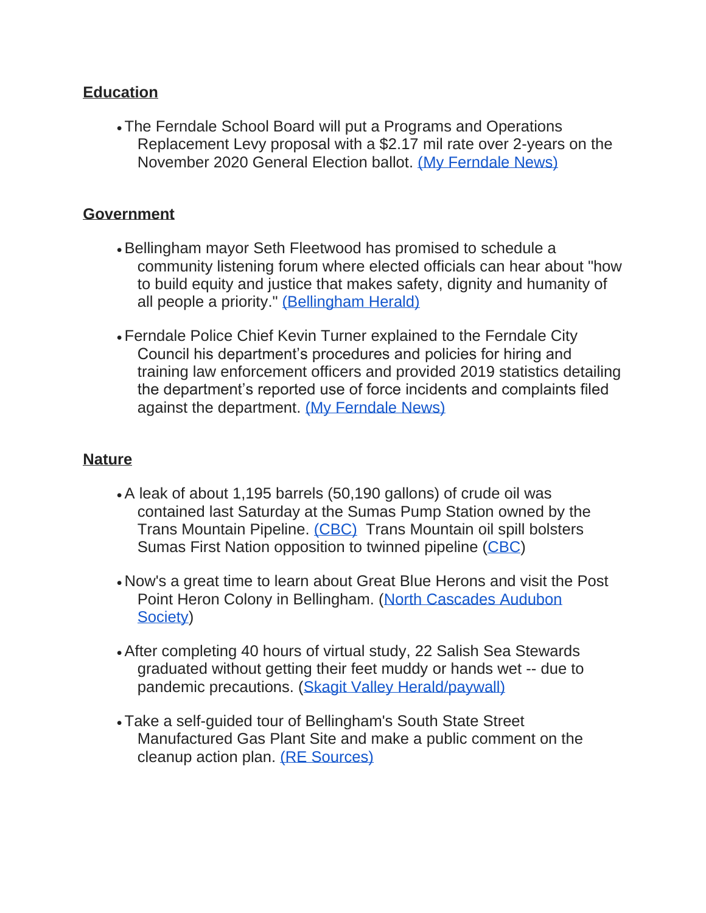## Education

- The Ferndale School Board will put a Programs and Operations Replacement Levy proposal with a $2.17 mil rate over 2-years on the November 2020 General Election ballot. (My Ferndale News)

## Government

- Bellingham mayor Seth Fleetwood has promised to schedule a community listening forum where elected officials can hear about "how to build equity and justice that makes safety, dignity and humanity of all people a priority." (Bellingham Herald)

- Ferndale Police Chief Kevin Turner explained to the Ferndale City Council his department's procedures and policies for hiring and training law enforcement officers and provided 2019 statistics detailing the department's reported use of force incidents and complaints filed against the department. (My Ferndale News)

## Nature

- A leak of about 1,195 barrels (50,190 gallons) of crude oil was contained last Saturday at the Sumas Pump Station owned by the Trans Mountain Pipeline. (CBC) Trans Mountain oil spill bolsters Sumas First Nation opposition to twinned pipeline (CBC)

- Now's a great time to learn about Great Blue Herons and visit the Post Point Heron Colony in Bellingham. (North Cascades Audubon Society)

- After completing 40 hours of virtual study, 22 Salish Sea Stewards graduated without getting their feet muddy or hands wet -- due to pandemic precautions. (Skagit Valley Herald/paywall)

- Take a self-guided tour of Bellingham's South State Street Manufactured Gas Plant Site and make a public comment on the cleanup action plan. (RE Sources)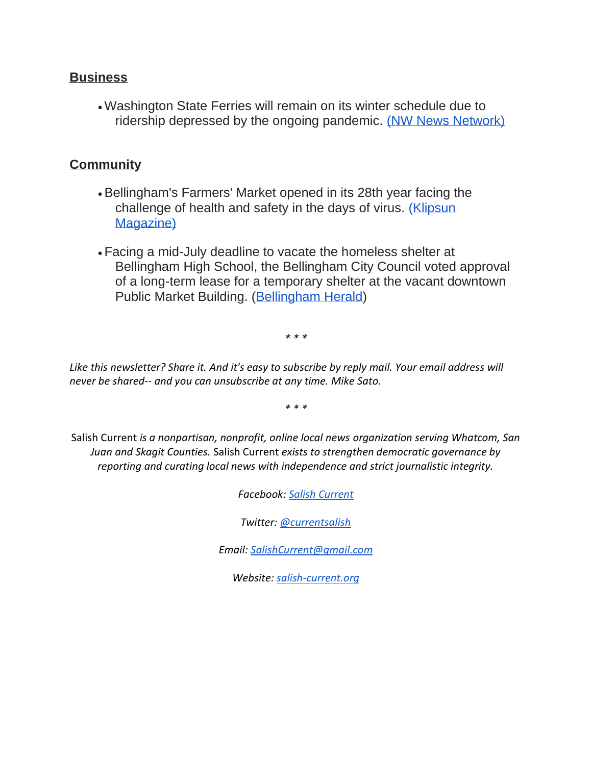## Business

- Washington State Ferries will remain on its winter schedule due to ridership depressed by the ongoing pandemic. (NW News Network)

## Community

- Bellingham's Farmers' Market opened in its 28th year facing the challenge of health and safety in the days of virus. (Klipsun Magazine)

- Facing a mid-July deadline to vacate the homeless shelter at Bellingham High School, the Bellingham City Council voted approval of a long-term lease for a temporary shelter at the vacant downtown Public Market Building. (Bellingham Herald)

\* \* \*

*Like this newsletter? Share it. And it's easy to subscribe by reply mail. Your email address will never be shared-- and you can unsubscribe at any time. Mike Sato.*

\* \* \*

Salish Current *is a nonpartisan, nonprofit, online local news organization serving Whatcom, San Juan and Skagit Counties.* Salish Current *exists to strengthen democratic governance by reporting and curating local news with independence and strict journalistic integrity.*

*Facebook: Salish Current*

*Twitter: @currentsalish*

*Email: SalishCurrent@gmail.com*

*Website: salish-current.org*